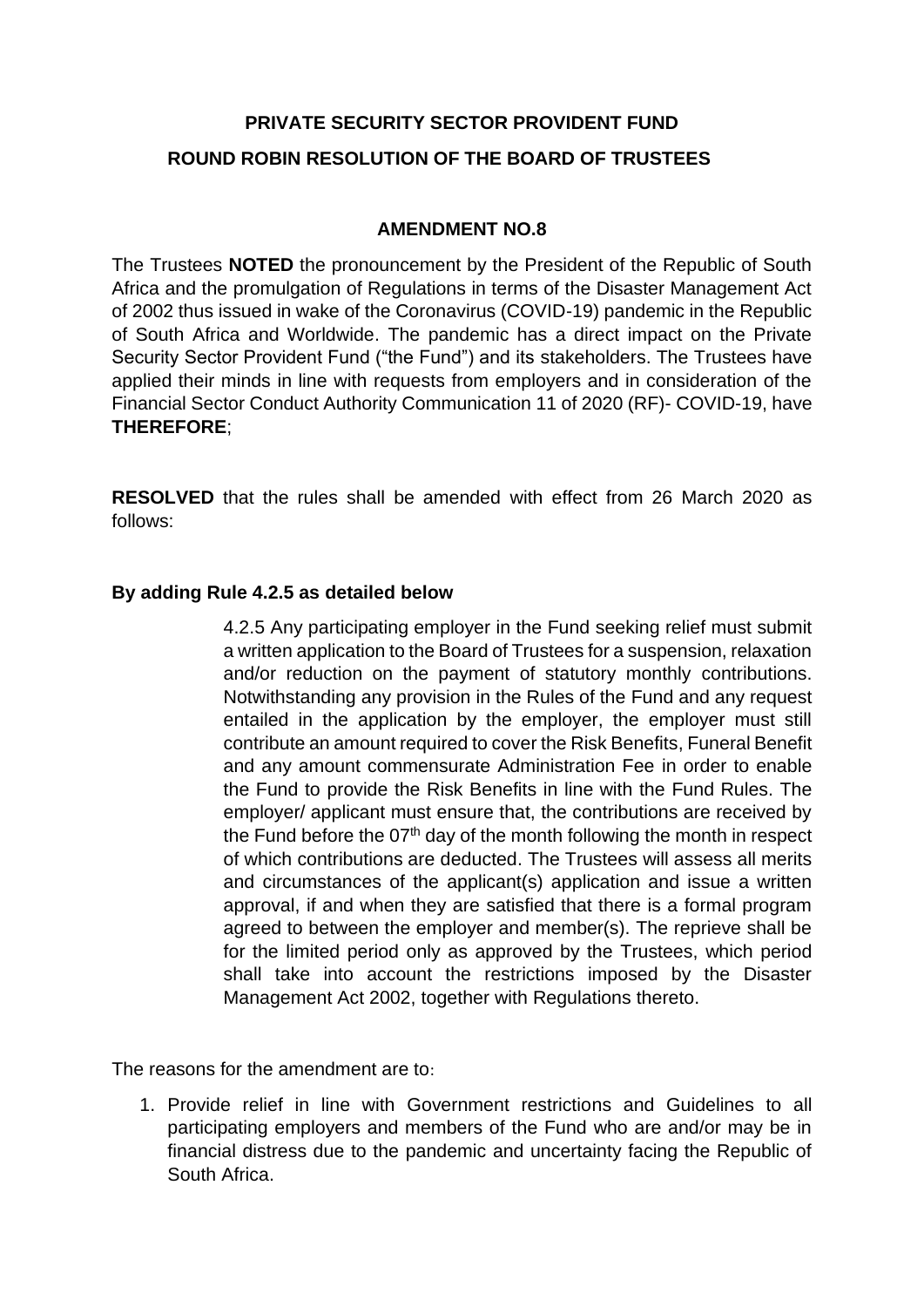# PRIVATE SECURITY SECTOR PROVIDENT FUND

## ROUND ROBIN RESOLUTION OF THE BOARD OF TRUSTEES

### AMENDMENT NO.8

The Trustees **NOTED** the pronouncement by the President of the Republic of South Africa and the promulgation of Regulations in terms of the Disaster Management Act of 2002 thus issued in wake of the Coronavirus (COVID-19) pandemic in the Republic of South Africa and Worldwide. The pandemic has a direct impact on the Private Security Sector Provident Fund ("the Fund") and its stakeholders. The Trustees have applied their minds in line with requests from employers and in consideration of the Financial Sector Conduct Authority Communication 11 of 2020 (RF)- COVID-19, have **THEREFORE**;

**RESOLVED** that the rules shall be amended with effect from 26 March 2020 as follows:

**By adding Rule 4.2.5 as detailed below**

> 4.2.5 Any participating employer in the Fund seeking relief must submit a written application to the Board of Trustees for a suspension, relaxation and/or reduction on the payment of statutory monthly contributions. Notwithstanding any provision in the Rules of the Fund and any request entailed in the application by the employer, the employer must still contribute an amount required to cover the Risk Benefits, Funeral Benefit and any amount commensurate Administration Fee in order to enable the Fund to provide the Risk Benefits in line with the Fund Rules. The employer/ applicant must ensure that, the contributions are received by the Fund before the 07th day of the month following the month in respect of which contributions are deducted. The Trustees will assess all merits and circumstances of the applicant(s) application and issue a written approval, if and when they are satisfied that there is a formal program agreed to between the employer and member(s). The reprieve shall be for the limited period only as approved by the Trustees, which period shall take into account the restrictions imposed by the Disaster Management Act 2002, together with Regulations thereto.

The reasons for the amendment are to:

1. Provide relief in line with Government restrictions and Guidelines to all participating employers and members of the Fund who are and/or may be in financial distress due to the pandemic and uncertainty facing the Republic of South Africa.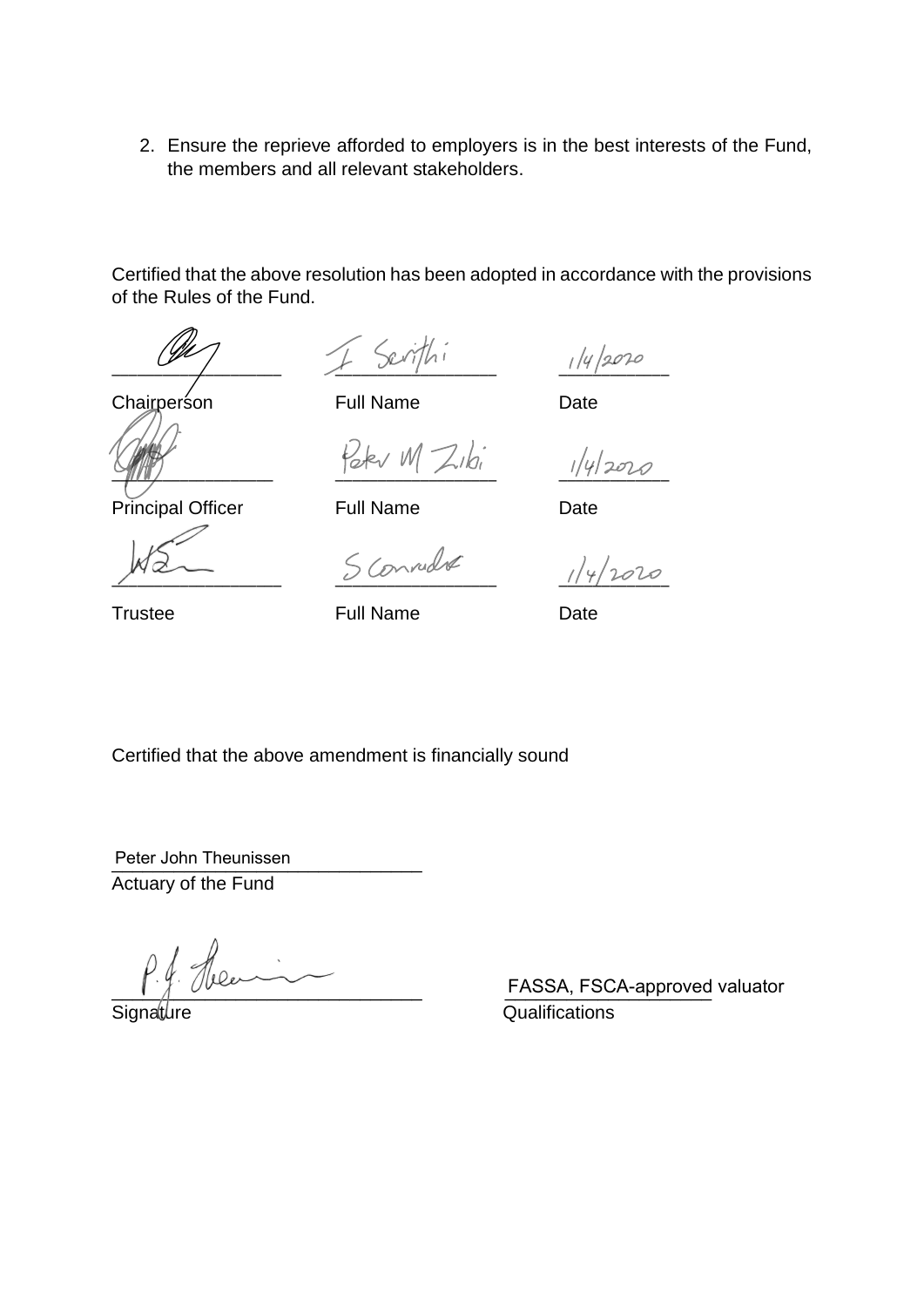2. Ensure the reprieve afforded to employers is in the best interests of the Fund, the members and all relevant stakeholders.

Certified that the above resolution has been adopted in accordance with the provisions of the Rules of the Fund.

| | | |
|---|---|---|
| _______________ | I Sirithi | 1/4/2020 |
| Chairperson | Full Name | Date |
| _______________ | Peter M Zibi | 1/4/2020 |
| Principal Officer | Full Name | Date |
| _______________ | S Conradie | 1/4/2020 |
| Trustee | Full Name | Date |

Certified that the above amendment is financially sound

Peter John Theunissen

Actuary of the Fund

_______________

Signature

FASSA, FSCA-approved valuator

Qualifications